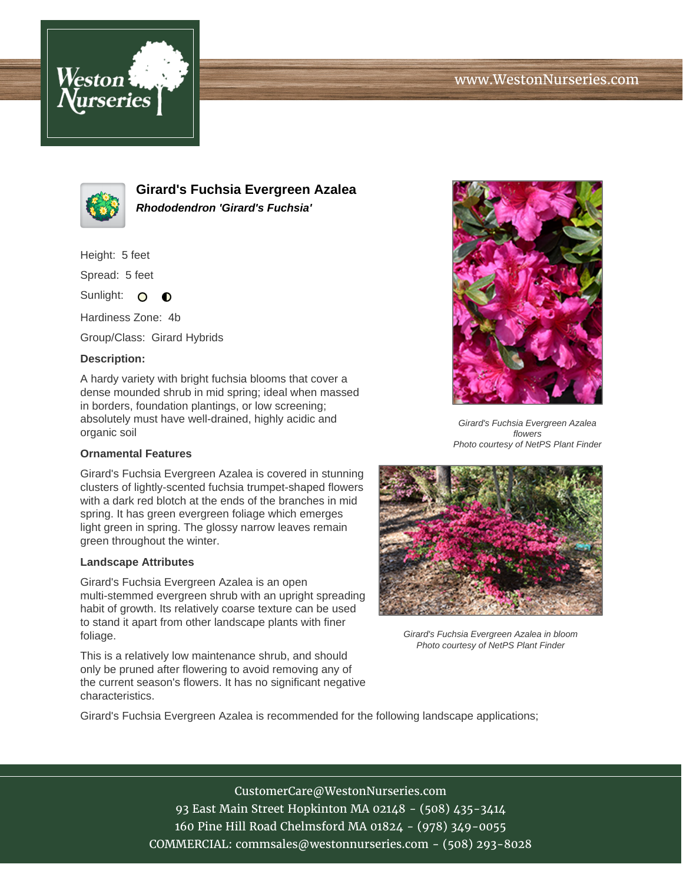# Girard's Fuchsia Evergreen Azalea

***Rhododendron 'Girard's Fuchsia'***

Height: 5 feet

Spread: 5 feet

Sunlight:

Hardiness Zone: 4b

Group/Class: Girard Hybrids

**Description:**

A hardy variety with bright fuchsia blooms that cover a dense mounded shrub in mid spring; ideal when massed in borders, foundation plantings, or low screening; absolutely must have well-drained, highly acidic and organic soil

**Ornamental Features**

Girard's Fuchsia Evergreen Azalea is covered in stunning clusters of lightly-scented fuchsia trumpet-shaped flowers with a dark red blotch at the ends of the branches in mid spring. It has green evergreen foliage which emerges light green in spring. The glossy narrow leaves remain green throughout the winter.

**Landscape Attributes**

Girard's Fuchsia Evergreen Azalea is an open multi-stemmed evergreen shrub with an upright spreading habit of growth. Its relatively coarse texture can be used to stand it apart from other landscape plants with finer foliage.

This is a relatively low maintenance shrub, and should only be pruned after flowering to avoid removing any of the current season's flowers. It has no significant negative characteristics.

Girard's Fuchsia Evergreen Azalea is recommended for the following landscape applications;

*Girard's Fuchsia Evergreen Azalea flowers*
*Photo courtesy of NetPS Plant Finder*

*Girard's Fuchsia Evergreen Azalea in bloom*
*Photo courtesy of NetPS Plant Finder*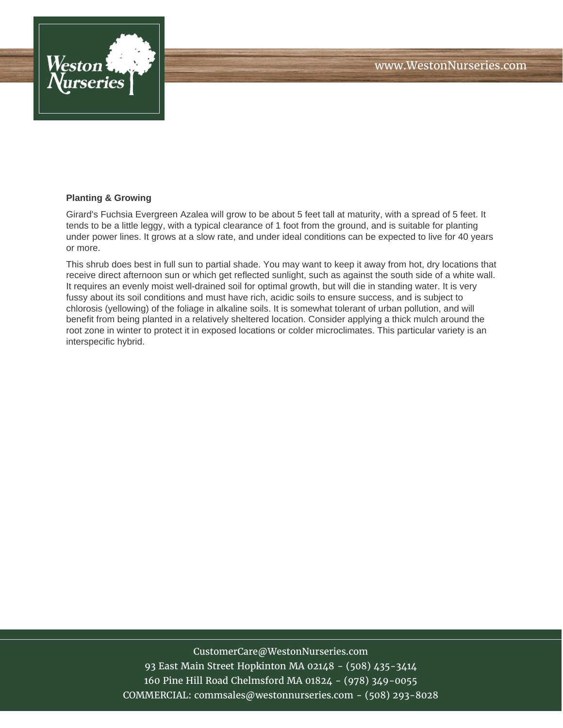**Planting & Growing**

Girard's Fuchsia Evergreen Azalea will grow to be about 5 feet tall at maturity, with a spread of 5 feet. It tends to be a little leggy, with a typical clearance of 1 foot from the ground, and is suitable for planting under power lines. It grows at a slow rate, and under ideal conditions can be expected to live for 40 years or more.

This shrub does best in full sun to partial shade. You may want to keep it away from hot, dry locations that receive direct afternoon sun or which get reflected sunlight, such as against the south side of a white wall. It requires an evenly moist well-drained soil for optimal growth, but will die in standing water. It is very fussy about its soil conditions and must have rich, acidic soils to ensure success, and is subject to chlorosis (yellowing) of the foliage in alkaline soils. It is somewhat tolerant of urban pollution, and will benefit from being planted in a relatively sheltered location. Consider applying a thick mulch around the root zone in winter to protect it in exposed locations or colder microclimates. This particular variety is an interspecific hybrid.